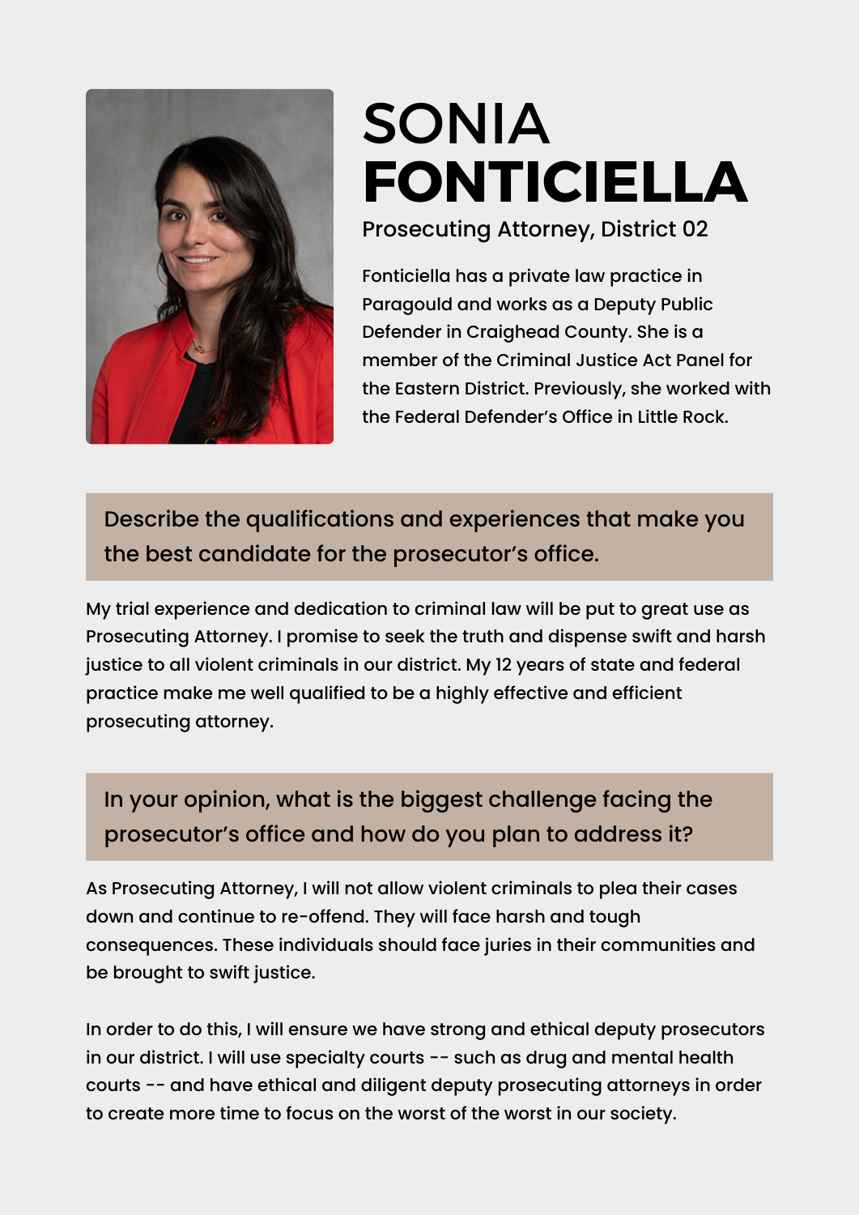# SONIA **FONTICIELLA**

Prosecuting Attorney, District 02

Fonticiella has a private law practice in Paragould and works as a Deputy Public Defender in Craighead County. She is a member of the Criminal Justice Act Panel for the Eastern District. Previously, she worked with the Federal Defender's Office in Little Rock.

## Describe the qualifications and experiences that make you the best candidate for the prosecutor's office.

My trial experience and dedication to criminal law will be put to great use as Prosecuting Attorney. I promise to seek the truth and dispense swift and harsh justice to all violent criminals in our district. My 12 years of state and federal practice make me well qualified to be a highly effective and efficient prosecuting attorney.

## In your opinion, what is the biggest challenge facing the prosecutor's office and how do you plan to address it?

As Prosecuting Attorney, I will not allow violent criminals to plea their cases down and continue to re-offend. They will face harsh and tough consequences. These individuals should face juries in their communities and be brought to swift justice.

In order to do this, I will ensure we have strong and ethical deputy prosecutors in our district. I will use specialty courts -- such as drug and mental health courts -- and have ethical and diligent deputy prosecuting attorneys in order to create more time to focus on the worst of the worst in our society.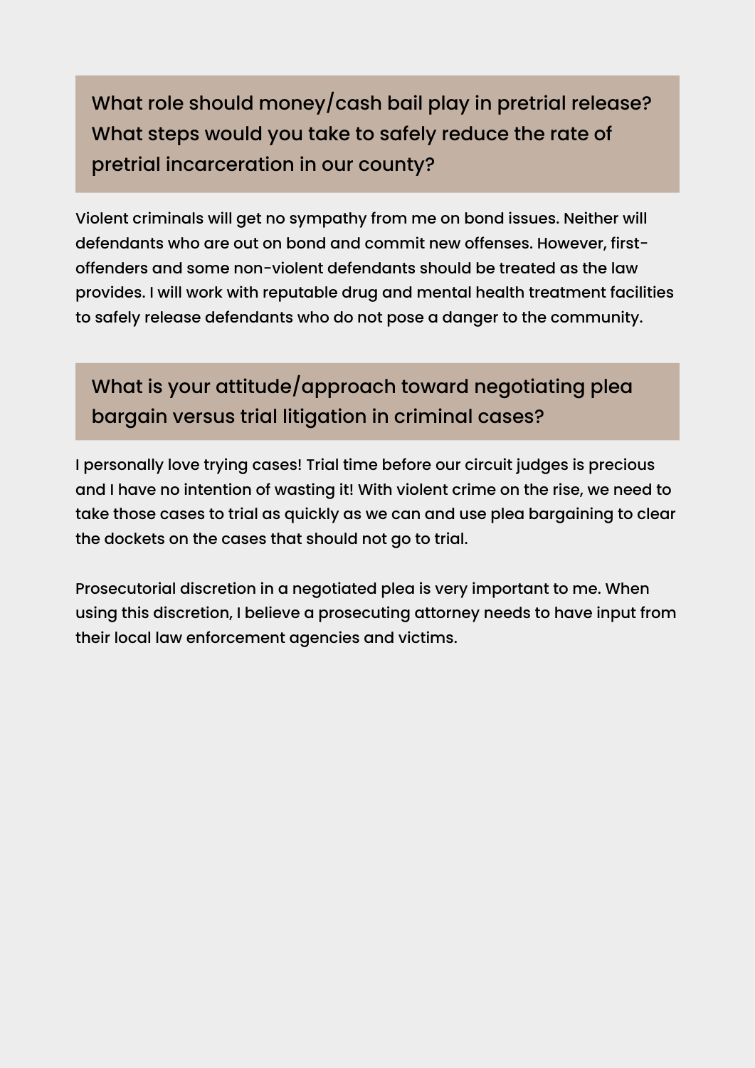## What role should money/cash bail play in pretrial release? What steps would you take to safely reduce the rate of pretrial incarceration in our county?

Violent criminals will get no sympathy from me on bond issues. Neither will defendants who are out on bond and commit new offenses. However, first-offenders and some non-violent defendants should be treated as the law provides. I will work with reputable drug and mental health treatment facilities to safely release defendants who do not pose a danger to the community.

## What is your attitude/approach toward negotiating plea bargain versus trial litigation in criminal cases?

I personally love trying cases! Trial time before our circuit judges is precious and I have no intention of wasting it! With violent crime on the rise, we need to take those cases to trial as quickly as we can and use plea bargaining to clear the dockets on the cases that should not go to trial.

Prosecutorial discretion in a negotiated plea is very important to me. When using this discretion, I believe a prosecuting attorney needs to have input from their local law enforcement agencies and victims.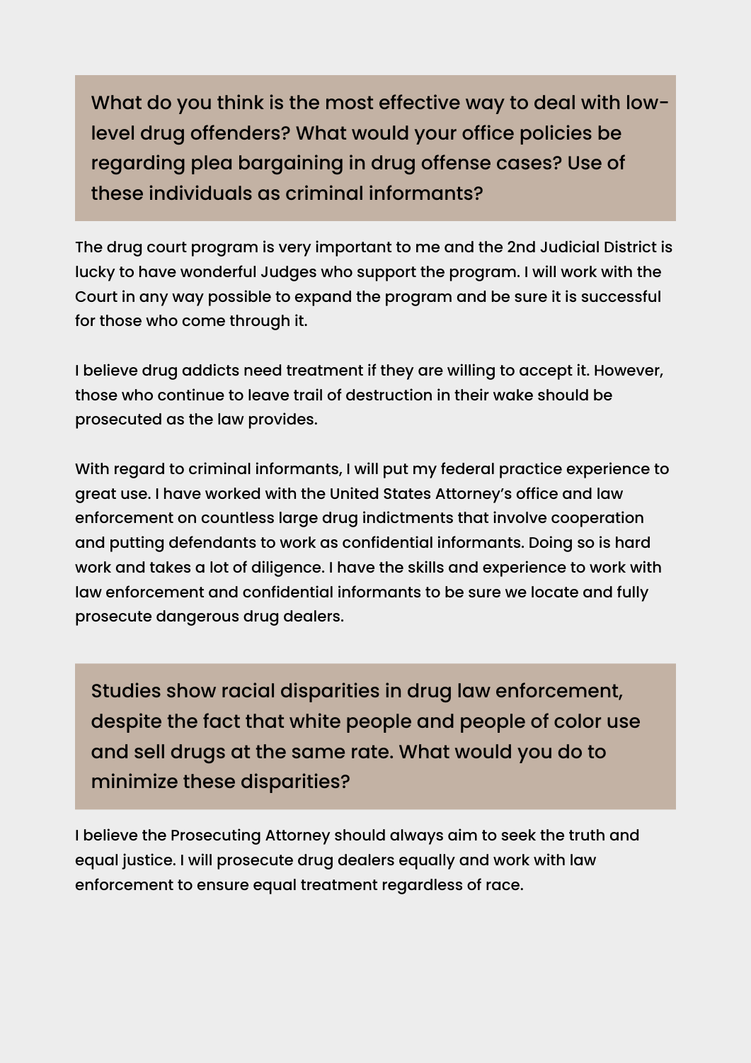## What do you think is the most effective way to deal with low-level drug offenders? What would your office policies be regarding plea bargaining in drug offense cases? Use of these individuals as criminal informants?

The drug court program is very important to me and the 2nd Judicial District is lucky to have wonderful Judges who support the program. I will work with the Court in any way possible to expand the program and be sure it is successful for those who come through it.

I believe drug addicts need treatment if they are willing to accept it. However, those who continue to leave trail of destruction in their wake should be prosecuted as the law provides.

With regard to criminal informants, I will put my federal practice experience to great use. I have worked with the United States Attorney's office and law enforcement on countless large drug indictments that involve cooperation and putting defendants to work as confidential informants. Doing so is hard work and takes a lot of diligence. I have the skills and experience to work with law enforcement and confidential informants to be sure we locate and fully prosecute dangerous drug dealers.

## Studies show racial disparities in drug law enforcement, despite the fact that white people and people of color use and sell drugs at the same rate. What would you do to minimize these disparities?

I believe the Prosecuting Attorney should always aim to seek the truth and equal justice. I will prosecute drug dealers equally and work with law enforcement to ensure equal treatment regardless of race.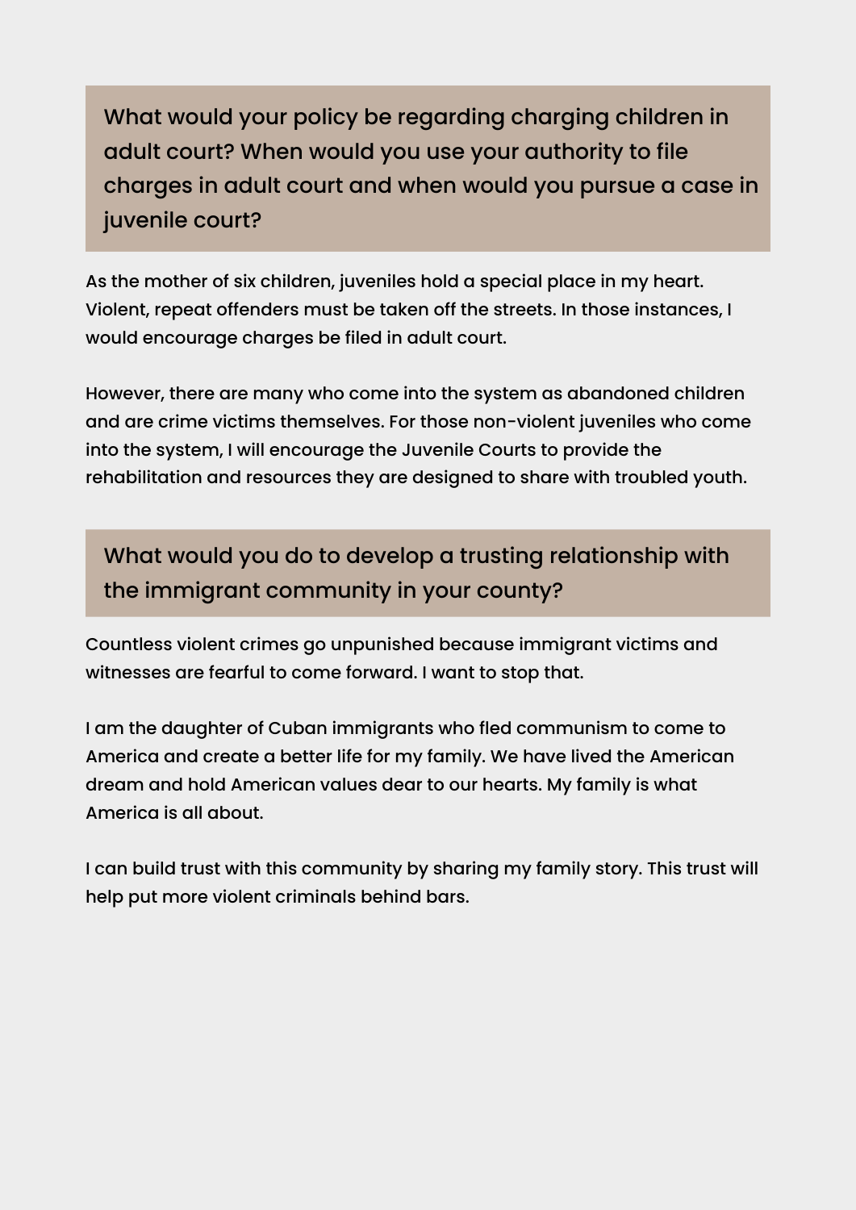## What would your policy be regarding charging children in adult court? When would you use your authority to file charges in adult court and when would you pursue a case in juvenile court?

As the mother of six children, juveniles hold a special place in my heart. Violent, repeat offenders must be taken off the streets. In those instances, I would encourage charges be filed in adult court.

However, there are many who come into the system as abandoned children and are crime victims themselves. For those non-violent juveniles who come into the system, I will encourage the Juvenile Courts to provide the rehabilitation and resources they are designed to share with troubled youth.

## What would you do to develop a trusting relationship with the immigrant community in your county?

Countless violent crimes go unpunished because immigrant victims and witnesses are fearful to come forward. I want to stop that.

I am the daughter of Cuban immigrants who fled communism to come to America and create a better life for my family. We have lived the American dream and hold American values dear to our hearts. My family is what America is all about.

I can build trust with this community by sharing my family story. This trust will help put more violent criminals behind bars.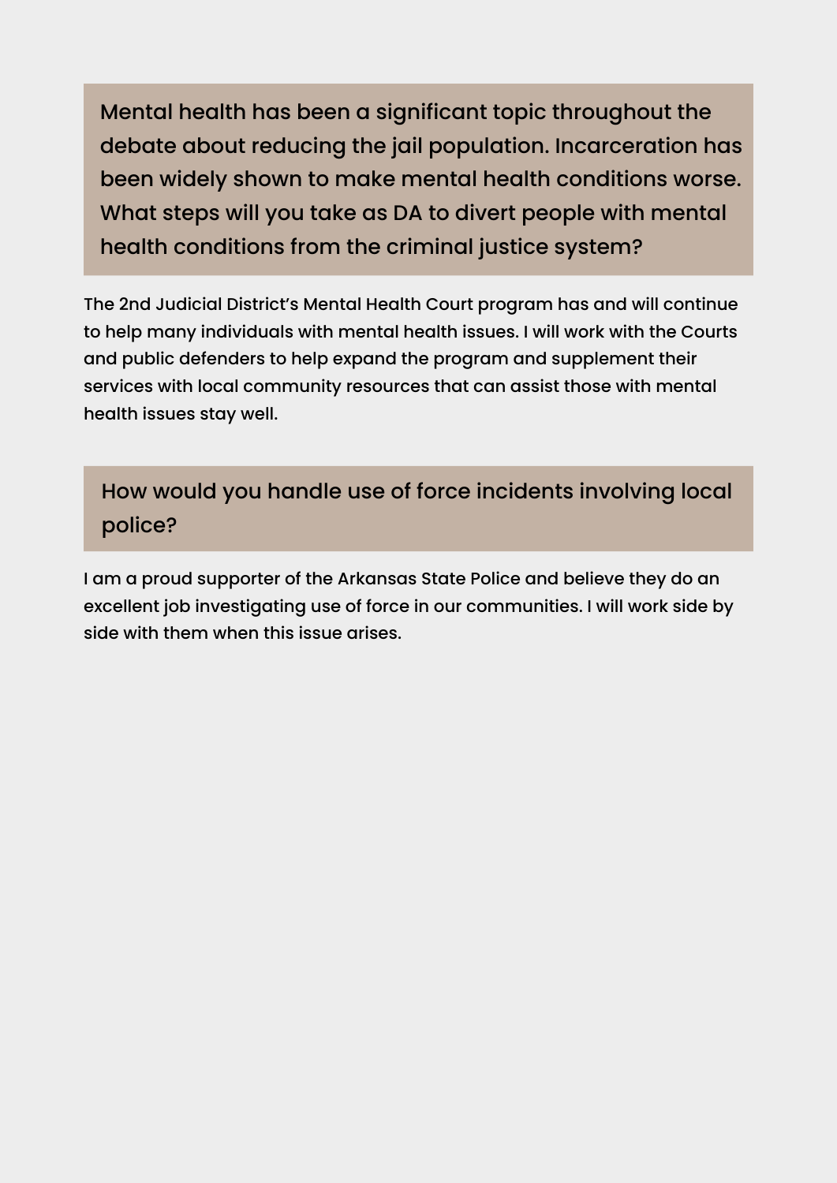## Mental health has been a significant topic throughout the debate about reducing the jail population. Incarceration has been widely shown to make mental health conditions worse. What steps will you take as DA to divert people with mental health conditions from the criminal justice system?

The 2nd Judicial District's Mental Health Court program has and will continue to help many individuals with mental health issues. I will work with the Courts and public defenders to help expand the program and supplement their services with local community resources that can assist those with mental health issues stay well.

## How would you handle use of force incidents involving local police?

I am a proud supporter of the Arkansas State Police and believe they do an excellent job investigating use of force in our communities. I will work side by side with them when this issue arises.